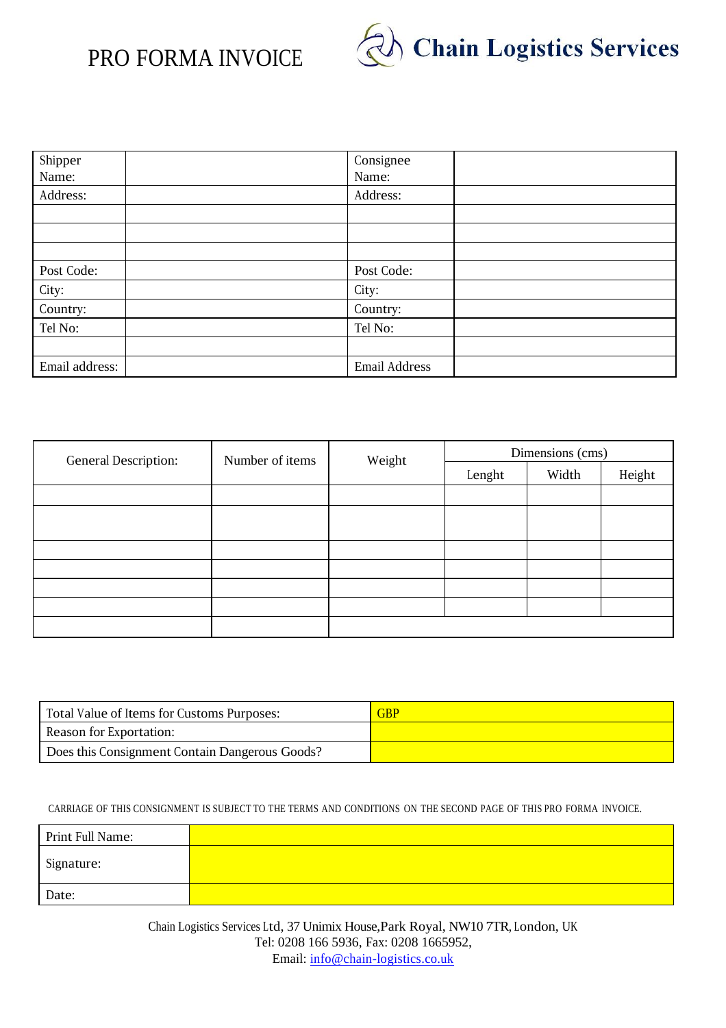# PRO FORMA INVOICE

**Chain Logistics Services**

| Shipper Name: | | Consignee Name: | |
|---|---|---|---|
| Address: | | Address: | |
| | | | |
| | | | |
| | | | |
| Post Code: | | Post Code: | |
| City: | | City: | |
| Country: | | Country: | |
| Tel No: | | Tel No: | |
| | | | |
| Email address: | | Email Address | |

| General Description: | Number of items | Weight | Dimensions (cms) | | |
|---|---|---|---|---|---|
| | | | Lenght | Width | Height |
| | | | | | |
| | | | | | |
| | | | | | |
| | | | | | |
| | | | | | |
| | | | | | |
| | | | | | |

| Total Value of Items for Customs Purposes: | GBP |
|---|---|
| Reason for Exportation: | |
| Does this Consignment Contain Dangerous Goods? | |

CARRIAGE OF THIS CONSIGNMENT IS SUBJECT TO THE TERMS AND CONDITIONS ON THE SECOND PAGE OF THIS PRO FORMA INVOICE.

| Print Full Name: | |
|---|---|
| Signature: | |
| Date: | |

Chain Logistics Services Ltd, 37 Unimix House,Park Royal, NW10 7TR, London, UK
Tel: 0208 166 5936, Fax: 0208 1665952,
Email: info@chain-logistics.co.uk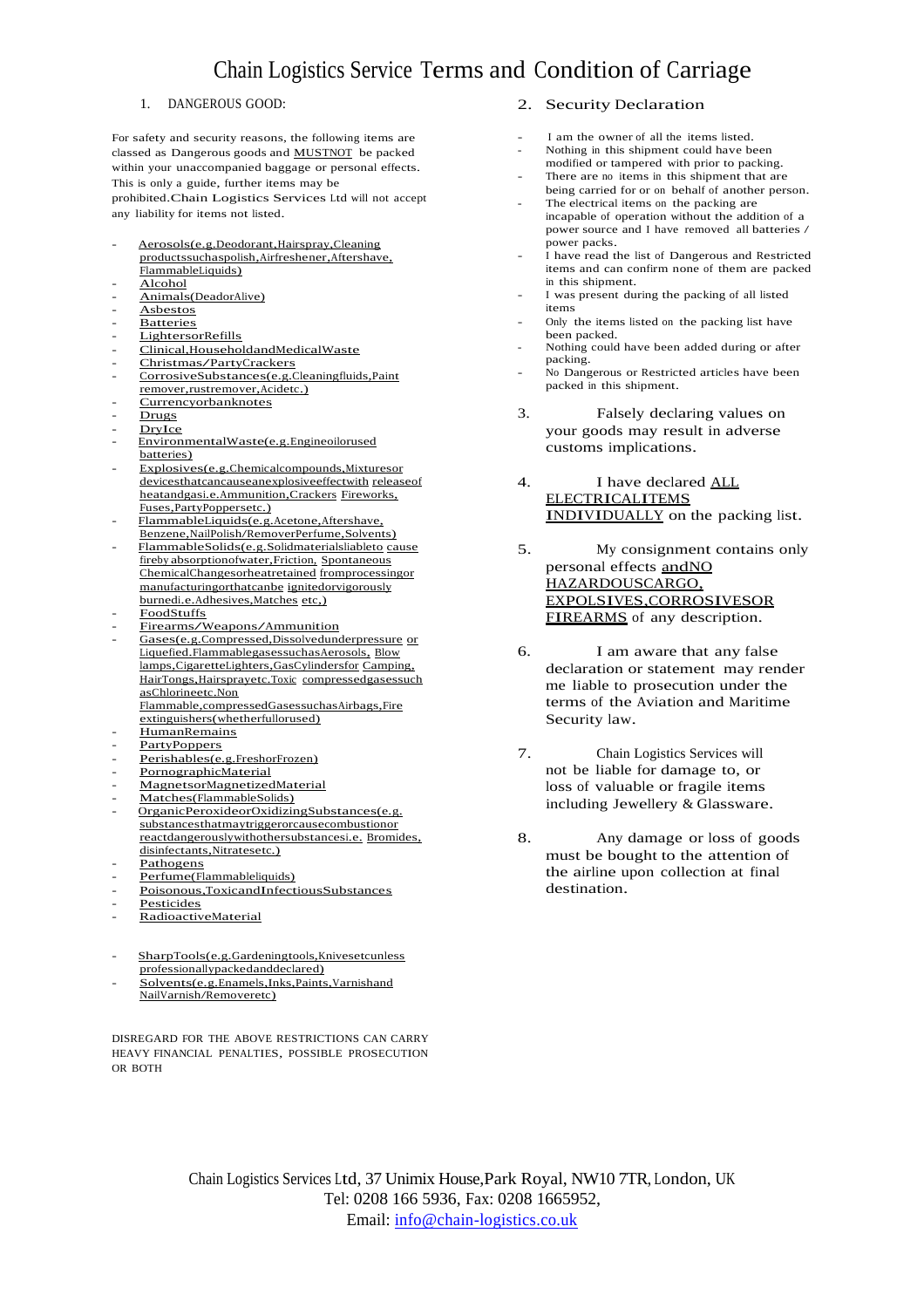# Chain Logistics Service Terms and Condition of Carriage

## 1. DANGEROUS GOOD:

For safety and security reasons, the following items are classed as Dangerous goods and MUSTNOT be packed within your unaccompanied baggage or personal effects. This is only a guide, further items may be prohibited.Chain Logistics Services Ltd will not accept any liability for items not listed.

- Aerosols(e.g.Deodorant,Hairspray,Cleaning productssuchaspolish,Airfreshener,Aftershave, FlammableLiquids)
- Alcohol
- Animals(DeadorAlive)
- Asbestos
- Batteries
- LightersorRefills
- Clinical,HouseholdandMedicalWaste
- Christmas/PartyCrackers
- CorrosiveSubstances(e.g.Cleaningfluids,Paint remover,rustremover,Acidetc.)
- Currencyorbanknotes
- Drugs
- DryIce
- EnvironmentalWaste(e.g.Engineoilorused batteries)
- Explosives(e.g.Chemicalcompounds,Mixturesor devicesthatcancauseanexplosiveeffectwith releaseof heatandgasi.e.Ammunition,Crackers Fireworks, Fuses,PartyPoppersetc.)
- FlammableLiquids(e.g.Acetone,Aftershave, Benzene,NailPolish/RemoverPerfume,Solvents)
- FlammableSolids(e.g.Solidmaterialsliableto cause fireby absorptionofwater,Friction, Spontaneous ChemicalChangesorheatretained fromprocessingor manufacturingorthatcanbe ignitedorvigorously burnedi.e.Adhesives,Matches etc.)
- FoodStuffs
- Firearms/Weapons/Ammunition
- Gases(e.g.Compressed,Dissolvedunderpressure or Liquefied.FlammablegasessuchasAerosols, Blow lamps,CigaretteLighters,GasCylindersfor Camping, HairTongs,Hairsprayetc.Toxic compressedgasessuch asChlorineetc.Non Flammable,compressedGasessuchasAirbags,Fire extinguishers(whetherfullorused)
- HumanRemains
- PartyPoppers
- Perishables(e.g.FreshorFrozen)
- PornographicMaterial
- MagnetsorMagnetizedMaterial
- Matches(FlammableSolids)
- OrganicPeroxideorOxidizingSubstances(e.g. substancesthatmaytriggerorcausecombustionor reactdangerouslywithothersubstancesi.e. Bromides, disinfectants,Nitratesetc.)
- Pathogens
- Perfume(Flammableliquids)
- Poisonous,ToxicandInfectiousSubstances
- Pesticides
- RadioactiveMaterial
- SharpTools(e.g.Gardeningtools,Knivesetcunless professionallypackedanddeclared)
- Solvents(e.g.Enamels,Inks,Paints,Varnishand NailVarnish/Removeretc)

DISREGARD FOR THE ABOVE RESTRICTIONS CAN CARRY HEAVY FINANCIAL PENALTIES, POSSIBLE PROSECUTION OR BOTH

## 2. Security Declaration

- I am the owner of all the items listed.
- Nothing in this shipment could have been modified or tampered with prior to packing.
- There are no items in this shipment that are being carried for or on behalf of another person.
- The electrical items on the packing are incapable of operation without the addition of a power source and I have removed all batteries / power packs.
- I have read the list of Dangerous and Restricted items and can confirm none of them are packed in this shipment.
- I was present during the packing of all listed items
- Only the items listed on the packing list have been packed.
- Nothing could have been added during or after packing.
- No Dangerous or Restricted articles have been packed in this shipment.

3. Falsely declaring values on your goods may result in adverse customs implications.

4. I have declared ALL ELECTRICALITEMS INDIVIDUALLY on the packing list.

5. My consignment contains only personal effects andNO HAZARDOUSCARGO, EXPOLSIVES,CORROSIVESOR FIREARMS of any description.

6. I am aware that any false declaration or statement may render me liable to prosecution under the terms of the Aviation and Maritime Security law.

7. Chain Logistics Services will not be liable for damage to, or loss of valuable or fragile items including Jewellery & Glassware.

8. Any damage or loss of goods must be bought to the attention of the airline upon collection at final destination.

Chain Logistics Services Ltd, 37 Unimix House,Park Royal, NW10 7TR, London, UK
Tel: 0208 166 5936, Fax: 0208 1665952,
Email: info@chain-logistics.co.uk